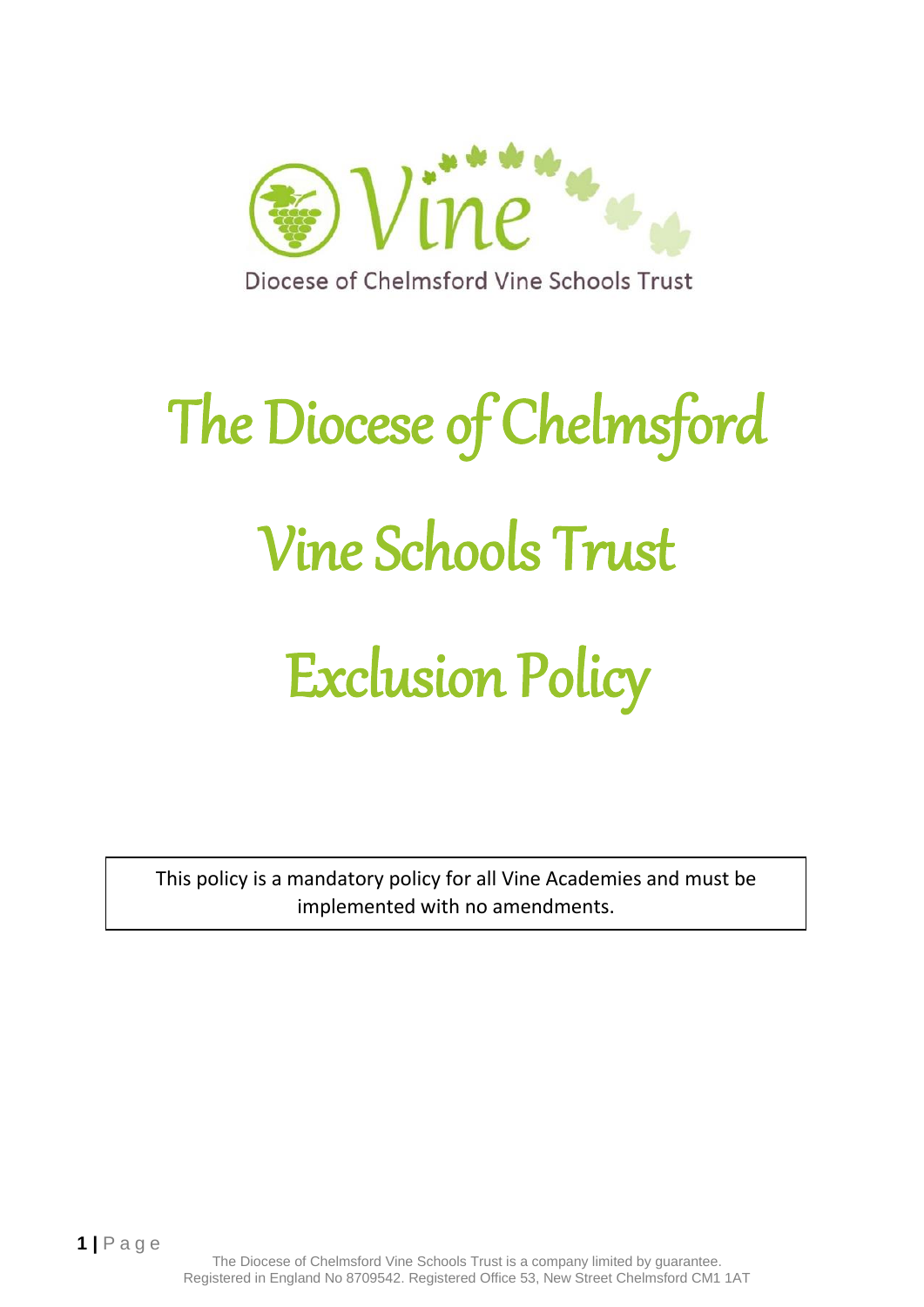Diocese of Chelmsford Vine Schools Trust

# The Diocese of Chelmsford Vine Schools Trust Exclusion Policy

This policy is a mandatory policy for all Vine Academies and must be implemented with no amendments.

The Diocese of Chelmsford Vine Schools Trust is a company limited by guarantee. Registered in England No 8709542. Registered Office 53, New Street Chelmsford CM1 1AT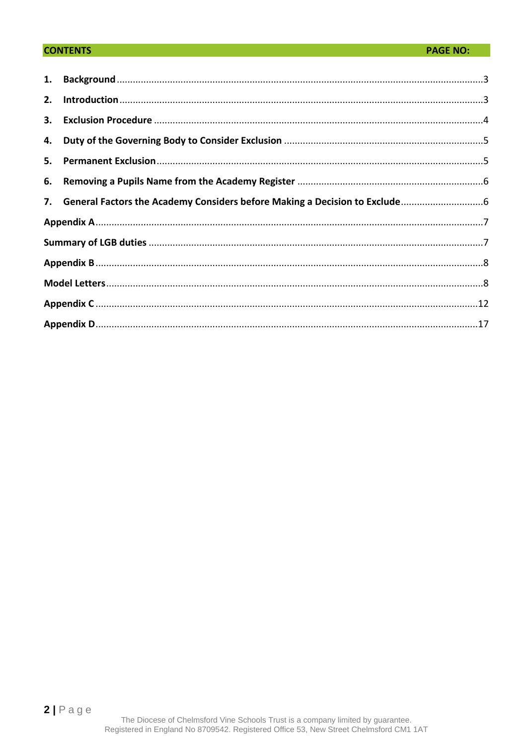| CONTENTS | PAGE NO: |
|---|---|
| **1. Background** | 3 |
| **2. Introduction** | 3 |
| **3. Exclusion Procedure** | 4 |
| **4. Duty of the Governing Body to Consider Exclusion** | 5 |
| **5. Permanent Exclusion** | 5 |
| **6. Removing a Pupils Name from the Academy Register** | 6 |
| **7. General Factors the Academy Considers before Making a Decision to Exclude** | 6 |
| **Appendix A** | 7 |
| **Summary of LGB duties** | 7 |
| **Appendix B** | 8 |
| **Model Letters** | 8 |
| **Appendix C** | 12 |
| **Appendix D** | 17 |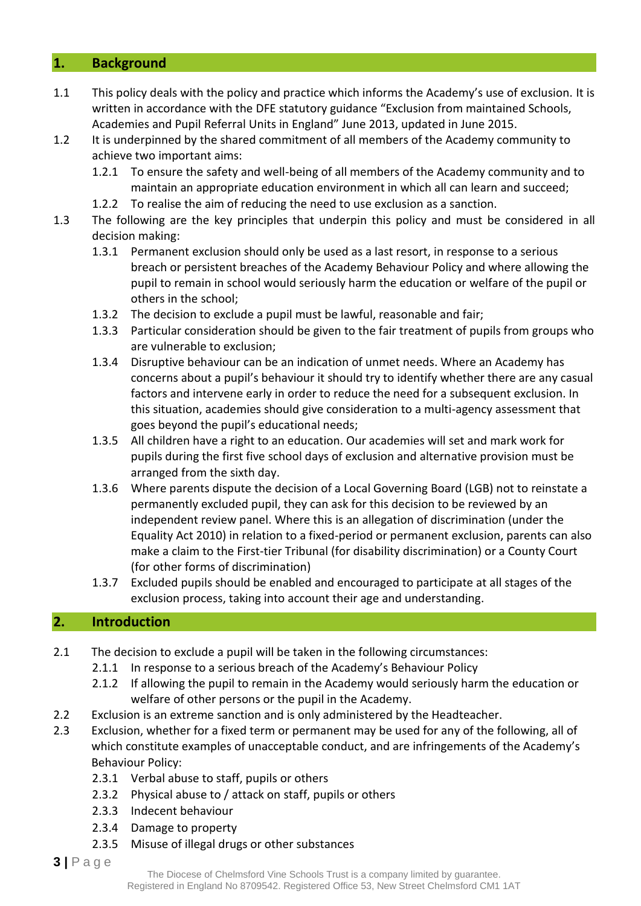## 1. Background

1.1 This policy deals with the policy and practice which informs the Academy's use of exclusion. It is written in accordance with the DFE statutory guidance "Exclusion from maintained Schools, Academies and Pupil Referral Units in England" June 2013, updated in June 2015.

1.2 It is underpinned by the shared commitment of all members of the Academy community to achieve two important aims:

- 1.2.1 To ensure the safety and well-being of all members of the Academy community and to maintain an appropriate education environment in which all can learn and succeed;
- 1.2.2 To realise the aim of reducing the need to use exclusion as a sanction.

1.3 The following are the key principles that underpin this policy and must be considered in all decision making:

- 1.3.1 Permanent exclusion should only be used as a last resort, in response to a serious breach or persistent breaches of the Academy Behaviour Policy and where allowing the pupil to remain in school would seriously harm the education or welfare of the pupil or others in the school;
- 1.3.2 The decision to exclude a pupil must be lawful, reasonable and fair;
- 1.3.3 Particular consideration should be given to the fair treatment of pupils from groups who are vulnerable to exclusion;
- 1.3.4 Disruptive behaviour can be an indication of unmet needs. Where an Academy has concerns about a pupil's behaviour it should try to identify whether there are any casual factors and intervene early in order to reduce the need for a subsequent exclusion. In this situation, academies should give consideration to a multi-agency assessment that goes beyond the pupil's educational needs;
- 1.3.5 All children have a right to an education. Our academies will set and mark work for pupils during the first five school days of exclusion and alternative provision must be arranged from the sixth day.
- 1.3.6 Where parents dispute the decision of a Local Governing Board (LGB) not to reinstate a permanently excluded pupil, they can ask for this decision to be reviewed by an independent review panel. Where this is an allegation of discrimination (under the Equality Act 2010) in relation to a fixed-period or permanent exclusion, parents can also make a claim to the First-tier Tribunal (for disability discrimination) or a County Court (for other forms of discrimination)
- 1.3.7 Excluded pupils should be enabled and encouraged to participate at all stages of the exclusion process, taking into account their age and understanding.

## 2. Introduction

2.1 The decision to exclude a pupil will be taken in the following circumstances:

- 2.1.1 In response to a serious breach of the Academy's Behaviour Policy
- 2.1.2 If allowing the pupil to remain in the Academy would seriously harm the education or welfare of other persons or the pupil in the Academy.

2.2 Exclusion is an extreme sanction and is only administered by the Headteacher.

2.3 Exclusion, whether for a fixed term or permanent may be used for any of the following, all of which constitute examples of unacceptable conduct, and are infringements of the Academy's Behaviour Policy:

- 2.3.1 Verbal abuse to staff, pupils or others
- 2.3.2 Physical abuse to / attack on staff, pupils or others
- 2.3.3 Indecent behaviour
- 2.3.4 Damage to property
- 2.3.5 Misuse of illegal drugs or other substances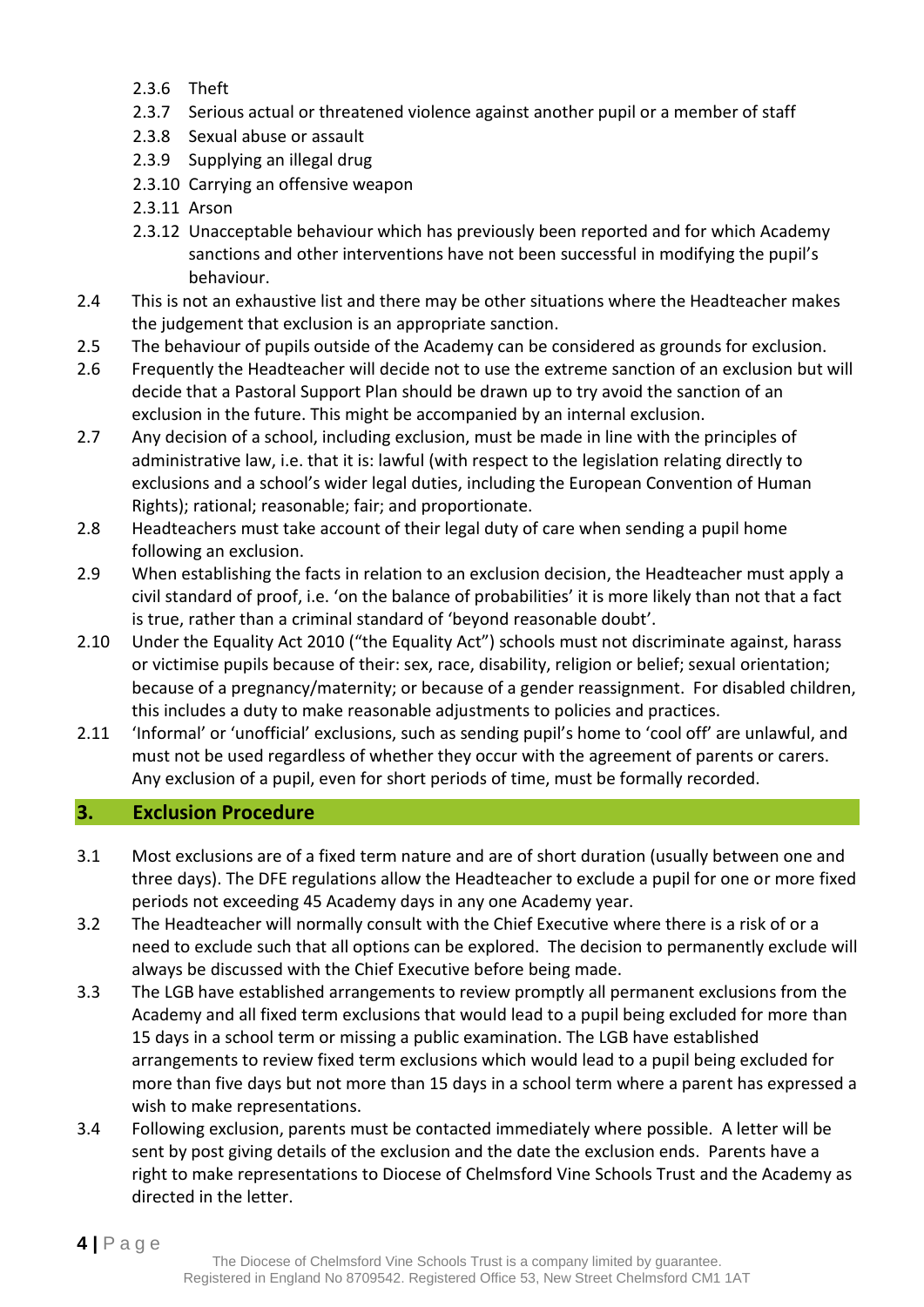2.3.6 Theft

2.3.7 Serious actual or threatened violence against another pupil or a member of staff

2.3.8 Sexual abuse or assault

2.3.9 Supplying an illegal drug

2.3.10 Carrying an offensive weapon

2.3.11 Arson

2.3.12 Unacceptable behaviour which has previously been reported and for which Academy sanctions and other interventions have not been successful in modifying the pupil's behaviour.

2.4 This is not an exhaustive list and there may be other situations where the Headteacher makes the judgement that exclusion is an appropriate sanction.

2.5 The behaviour of pupils outside of the Academy can be considered as grounds for exclusion.

2.6 Frequently the Headteacher will decide not to use the extreme sanction of an exclusion but will decide that a Pastoral Support Plan should be drawn up to try avoid the sanction of an exclusion in the future. This might be accompanied by an internal exclusion.

2.7 Any decision of a school, including exclusion, must be made in line with the principles of administrative law, i.e. that it is: lawful (with respect to the legislation relating directly to exclusions and a school's wider legal duties, including the European Convention of Human Rights); rational; reasonable; fair; and proportionate.

2.8 Headteachers must take account of their legal duty of care when sending a pupil home following an exclusion.

2.9 When establishing the facts in relation to an exclusion decision, the Headteacher must apply a civil standard of proof, i.e. 'on the balance of probabilities' it is more likely than not that a fact is true, rather than a criminal standard of 'beyond reasonable doubt'.

2.10 Under the Equality Act 2010 ("the Equality Act") schools must not discriminate against, harass or victimise pupils because of their: sex, race, disability, religion or belief; sexual orientation; because of a pregnancy/maternity; or because of a gender reassignment. For disabled children, this includes a duty to make reasonable adjustments to policies and practices.

2.11 'Informal' or 'unofficial' exclusions, such as sending pupil's home to 'cool off' are unlawful, and must not be used regardless of whether they occur with the agreement of parents or carers. Any exclusion of a pupil, even for short periods of time, must be formally recorded.

## 3. Exclusion Procedure

3.1 Most exclusions are of a fixed term nature and are of short duration (usually between one and three days). The DFE regulations allow the Headteacher to exclude a pupil for one or more fixed periods not exceeding 45 Academy days in any one Academy year.

3.2 The Headteacher will normally consult with the Chief Executive where there is a risk of or a need to exclude such that all options can be explored. The decision to permanently exclude will always be discussed with the Chief Executive before being made.

3.3 The LGB have established arrangements to review promptly all permanent exclusions from the Academy and all fixed term exclusions that would lead to a pupil being excluded for more than 15 days in a school term or missing a public examination. The LGB have established arrangements to review fixed term exclusions which would lead to a pupil being excluded for more than five days but not more than 15 days in a school term where a parent has expressed a wish to make representations.

3.4 Following exclusion, parents must be contacted immediately where possible. A letter will be sent by post giving details of the exclusion and the date the exclusion ends. Parents have a right to make representations to Diocese of Chelmsford Vine Schools Trust and the Academy as directed in the letter.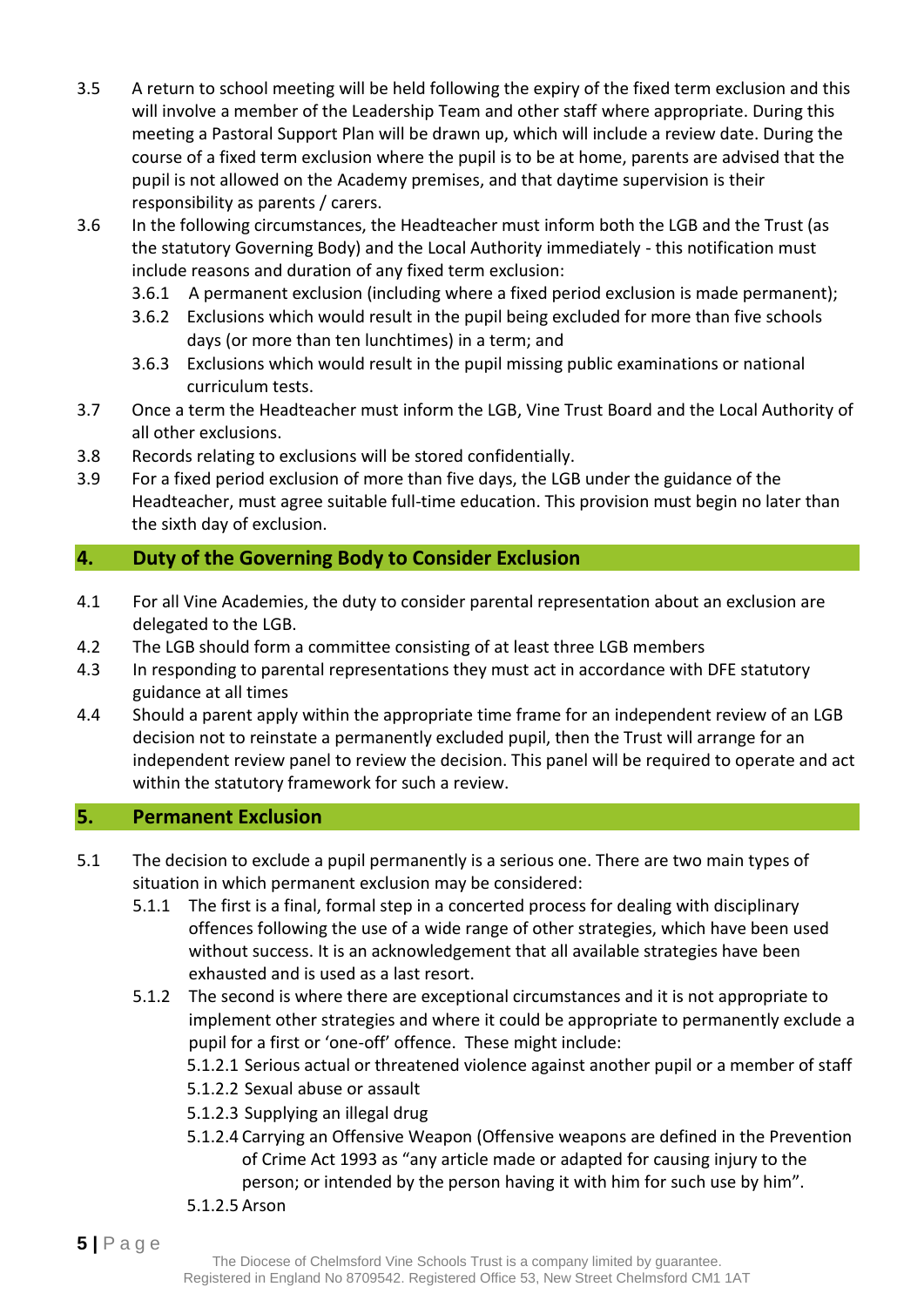3.5 A return to school meeting will be held following the expiry of the fixed term exclusion and this will involve a member of the Leadership Team and other staff where appropriate. During this meeting a Pastoral Support Plan will be drawn up, which will include a review date. During the course of a fixed term exclusion where the pupil is to be at home, parents are advised that the pupil is not allowed on the Academy premises, and that daytime supervision is their responsibility as parents / carers.

3.6 In the following circumstances, the Headteacher must inform both the LGB and the Trust (as the statutory Governing Body) and the Local Authority immediately - this notification must include reasons and duration of any fixed term exclusion:

- 3.6.1 A permanent exclusion (including where a fixed period exclusion is made permanent);
- 3.6.2 Exclusions which would result in the pupil being excluded for more than five schools days (or more than ten lunchtimes) in a term; and
- 3.6.3 Exclusions which would result in the pupil missing public examinations or national curriculum tests.

3.7 Once a term the Headteacher must inform the LGB, Vine Trust Board and the Local Authority of all other exclusions.

3.8 Records relating to exclusions will be stored confidentially.

3.9 For a fixed period exclusion of more than five days, the LGB under the guidance of the Headteacher, must agree suitable full-time education. This provision must begin no later than the sixth day of exclusion.

## 4. Duty of the Governing Body to Consider Exclusion

4.1 For all Vine Academies, the duty to consider parental representation about an exclusion are delegated to the LGB.

4.2 The LGB should form a committee consisting of at least three LGB members

4.3 In responding to parental representations they must act in accordance with DFE statutory guidance at all times

4.4 Should a parent apply within the appropriate time frame for an independent review of an LGB decision not to reinstate a permanently excluded pupil, then the Trust will arrange for an independent review panel to review the decision. This panel will be required to operate and act within the statutory framework for such a review.

## 5. Permanent Exclusion

5.1 The decision to exclude a pupil permanently is a serious one. There are two main types of situation in which permanent exclusion may be considered:

- 5.1.1 The first is a final, formal step in a concerted process for dealing with disciplinary offences following the use of a wide range of other strategies, which have been used without success. It is an acknowledgement that all available strategies have been exhausted and is used as a last resort.
- 5.1.2 The second is where there are exceptional circumstances and it is not appropriate to implement other strategies and where it could be appropriate to permanently exclude a pupil for a first or 'one-off' offence. These might include:
  - 5.1.2.1 Serious actual or threatened violence against another pupil or a member of staff
  - 5.1.2.2 Sexual abuse or assault
  - 5.1.2.3 Supplying an illegal drug
  - 5.1.2.4 Carrying an Offensive Weapon (Offensive weapons are defined in the Prevention of Crime Act 1993 as "any article made or adapted for causing injury to the person; or intended by the person having it with him for such use by him".
  - 5.1.2.5 Arson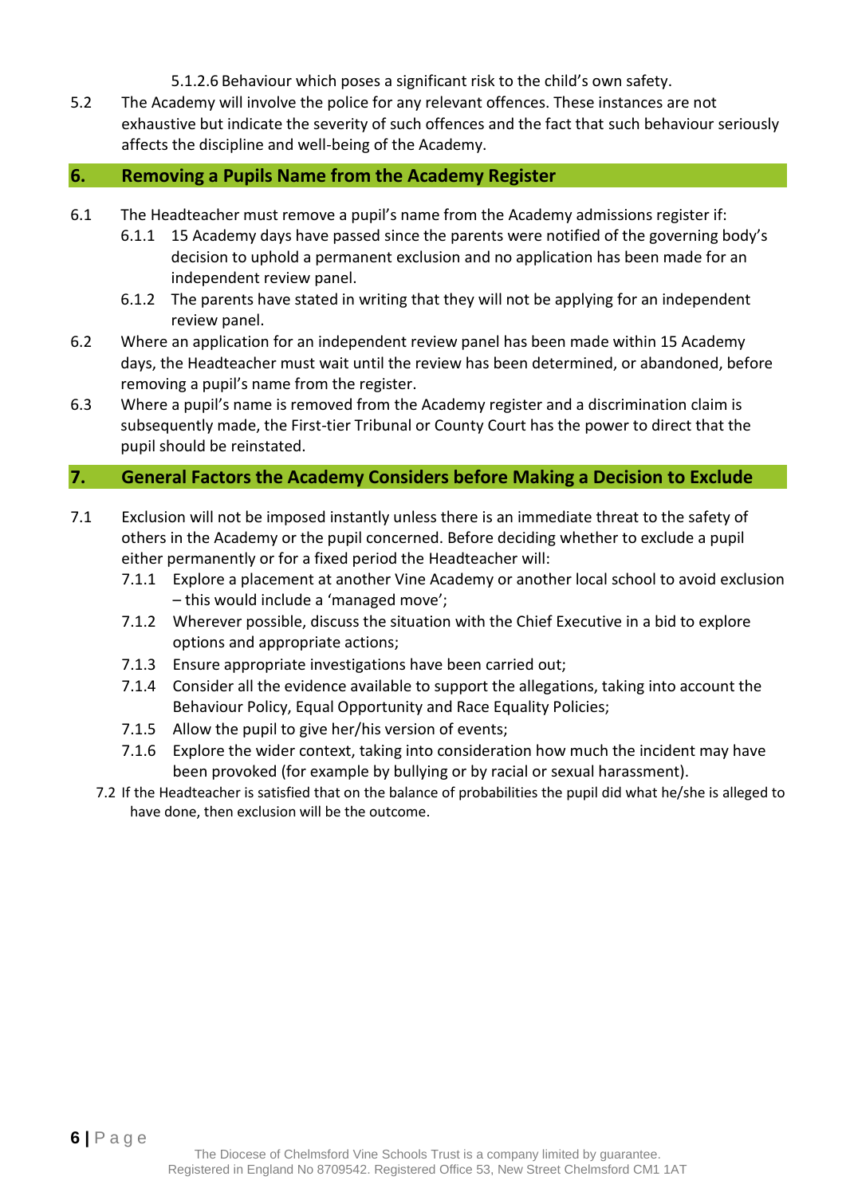5.1.2.6 Behaviour which poses a significant risk to the child's own safety.

5.2 The Academy will involve the police for any relevant offences. These instances are not exhaustive but indicate the severity of such offences and the fact that such behaviour seriously affects the discipline and well-being of the Academy.

## 6. Removing a Pupils Name from the Academy Register

6.1 The Headteacher must remove a pupil's name from the Academy admissions register if:

- 6.1.1 15 Academy days have passed since the parents were notified of the governing body's decision to uphold a permanent exclusion and no application has been made for an independent review panel.
- 6.1.2 The parents have stated in writing that they will not be applying for an independent review panel.

6.2 Where an application for an independent review panel has been made within 15 Academy days, the Headteacher must wait until the review has been determined, or abandoned, before removing a pupil's name from the register.

6.3 Where a pupil's name is removed from the Academy register and a discrimination claim is subsequently made, the First-tier Tribunal or County Court has the power to direct that the pupil should be reinstated.

## 7. General Factors the Academy Considers before Making a Decision to Exclude

7.1 Exclusion will not be imposed instantly unless there is an immediate threat to the safety of others in the Academy or the pupil concerned. Before deciding whether to exclude a pupil either permanently or for a fixed period the Headteacher will:

- 7.1.1 Explore a placement at another Vine Academy or another local school to avoid exclusion – this would include a 'managed move';
- 7.1.2 Wherever possible, discuss the situation with the Chief Executive in a bid to explore options and appropriate actions;
- 7.1.3 Ensure appropriate investigations have been carried out;
- 7.1.4 Consider all the evidence available to support the allegations, taking into account the Behaviour Policy, Equal Opportunity and Race Equality Policies;
- 7.1.5 Allow the pupil to give her/his version of events;
- 7.1.6 Explore the wider context, taking into consideration how much the incident may have been provoked (for example by bullying or by racial or sexual harassment).

7.2 If the Headteacher is satisfied that on the balance of probabilities the pupil did what he/she is alleged to have done, then exclusion will be the outcome.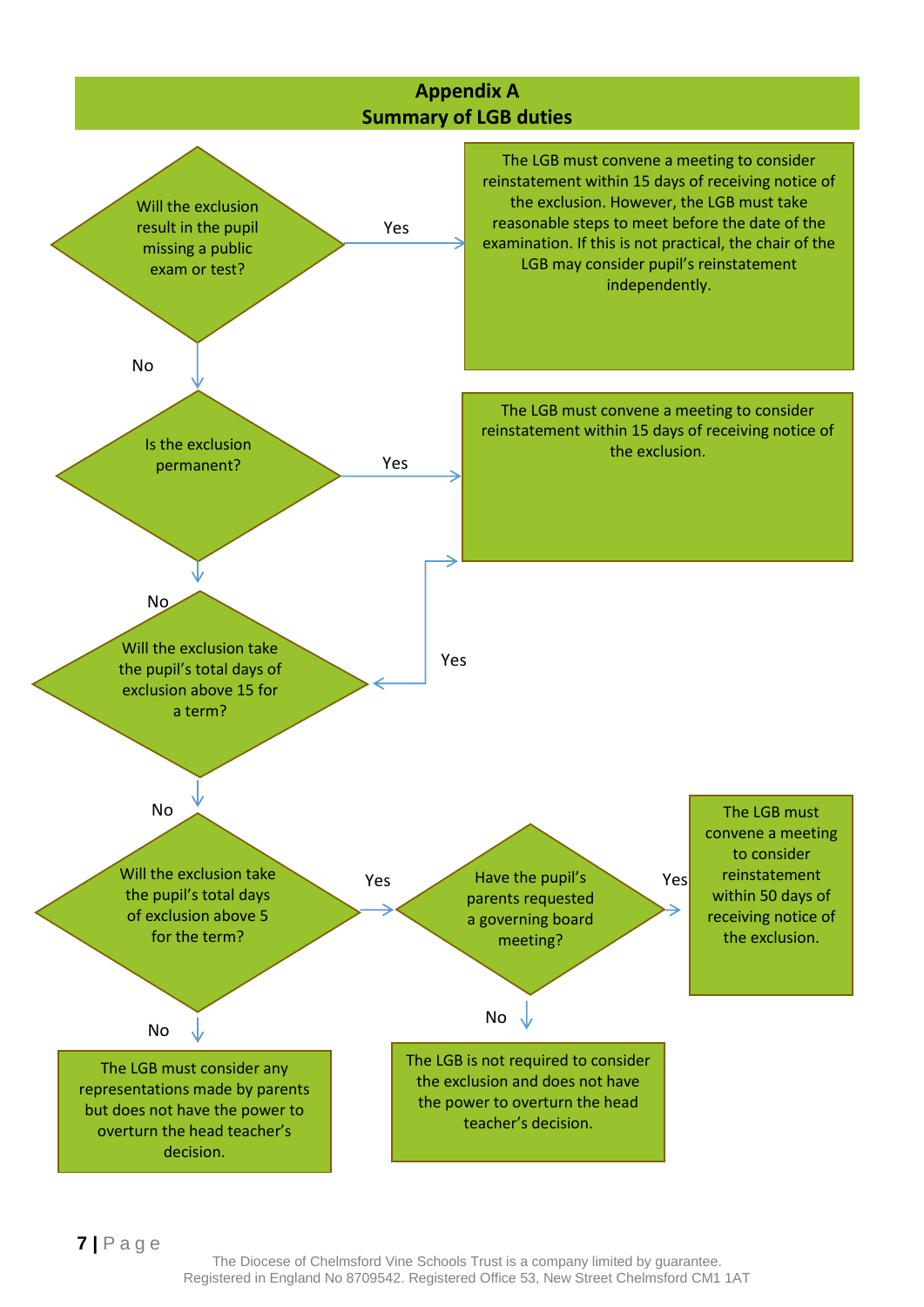## Appendix A
## Summary of LGB duties

**Will the exclusion result in the pupil missing a public exam or test?**

- Yes → The LGB must convene a meeting to consider reinstatement within 15 days of receiving notice of the exclusion. However, the LGB must take reasonable steps to meet before the date of the examination. If this is not practical, the chair of the LGB may consider pupil's reinstatement independently.
- No → **Is the exclusion permanent?**
  - Yes → The LGB must convene a meeting to consider reinstatement within 15 days of receiving notice of the exclusion.
  - No → **Will the exclusion take the pupil's total days of exclusion above 15 for a term?**
    - Yes → The LGB must convene a meeting to consider reinstatement within 15 days of receiving notice of the exclusion.
    - No → **Will the exclusion take the pupil's total days of exclusion above 5 for the term?**
      - Yes → **Have the pupil's parents requested a governing board meeting?**
        - Yes → The LGB must convene a meeting to consider reinstatement within 50 days of receiving notice of the exclusion.
        - No → The LGB is not required to consider the exclusion and does not have the power to overturn the head teacher's decision.
      - No → The LGB must consider any representations made by parents but does not have the power to overturn the head teacher's decision.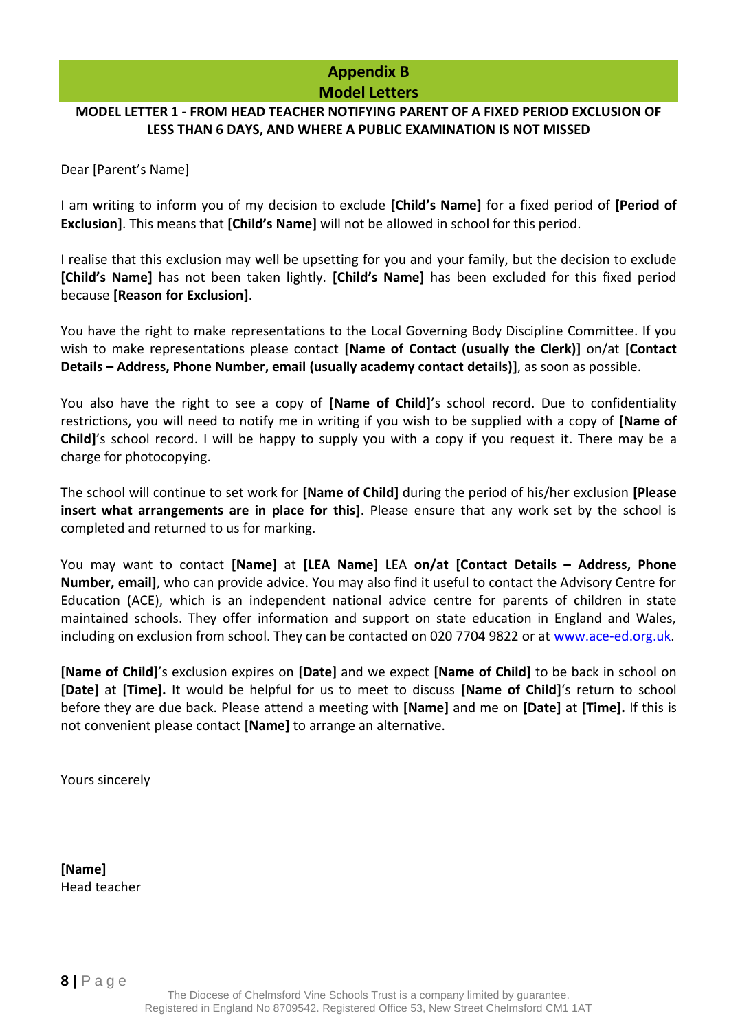## Appendix B
## Model Letters

**MODEL LETTER 1 - FROM HEAD TEACHER NOTIFYING PARENT OF A FIXED PERIOD EXCLUSION OF LESS THAN 6 DAYS, AND WHERE A PUBLIC EXAMINATION IS NOT MISSED**

Dear [Parent's Name]

I am writing to inform you of my decision to exclude **[Child's Name]** for a fixed period of **[Period of Exclusion]**. This means that **[Child's Name]** will not be allowed in school for this period.

I realise that this exclusion may well be upsetting for you and your family, but the decision to exclude **[Child's Name]** has not been taken lightly. **[Child's Name]** has been excluded for this fixed period because **[Reason for Exclusion]**.

You have the right to make representations to the Local Governing Body Discipline Committee. If you wish to make representations please contact **[Name of Contact (usually the Clerk)]** on/at **[Contact Details – Address, Phone Number, email (usually academy contact details)]**, as soon as possible.

You also have the right to see a copy of **[Name of Child]**'s school record. Due to confidentiality restrictions, you will need to notify me in writing if you wish to be supplied with a copy of **[Name of Child]**'s school record. I will be happy to supply you with a copy if you request it. There may be a charge for photocopying.

The school will continue to set work for **[Name of Child]** during the period of his/her exclusion **[Please insert what arrangements are in place for this]**. Please ensure that any work set by the school is completed and returned to us for marking.

You may want to contact **[Name]** at **[LEA Name]** LEA **on/at [Contact Details – Address, Phone Number, email]**, who can provide advice. You may also find it useful to contact the Advisory Centre for Education (ACE), which is an independent national advice centre for parents of children in state maintained schools. They offer information and support on state education in England and Wales, including on exclusion from school. They can be contacted on 020 7704 9822 or at www.ace-ed.org.uk.

**[Name of Child]**'s exclusion expires on **[Date]** and we expect **[Name of Child]** to be back in school on **[Date]** at **[Time].** It would be helpful for us to meet to discuss **[Name of Child]**'s return to school before they are due back. Please attend a meeting with **[Name]** and me on **[Date]** at **[Time].** If this is not convenient please contact [**Name]** to arrange an alternative.

Yours sincerely

**[Name]**
Head teacher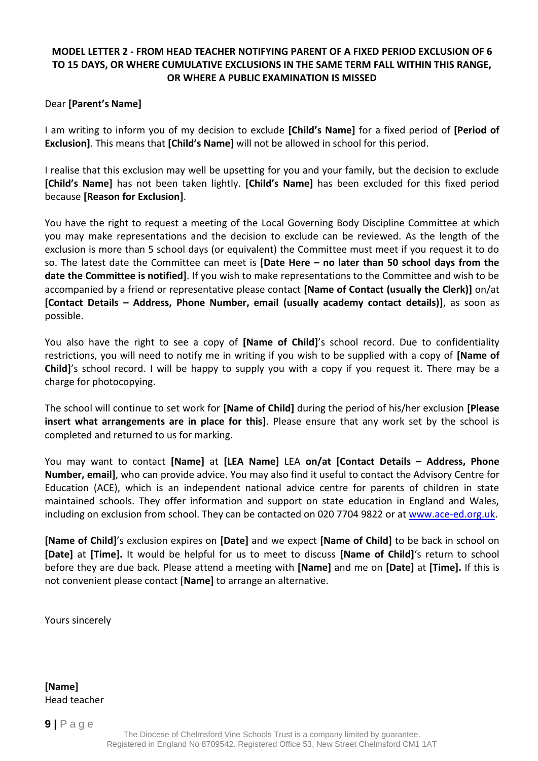### MODEL LETTER 2 - FROM HEAD TEACHER NOTIFYING PARENT OF A FIXED PERIOD EXCLUSION OF 6 TO 15 DAYS, OR WHERE CUMULATIVE EXCLUSIONS IN THE SAME TERM FALL WITHIN THIS RANGE, OR WHERE A PUBLIC EXAMINATION IS MISSED

Dear **[Parent's Name]**

I am writing to inform you of my decision to exclude **[Child's Name]** for a fixed period of **[Period of Exclusion]**. This means that **[Child's Name]** will not be allowed in school for this period.

I realise that this exclusion may well be upsetting for you and your family, but the decision to exclude **[Child's Name]** has not been taken lightly. **[Child's Name]** has been excluded for this fixed period because **[Reason for Exclusion]**.

You have the right to request a meeting of the Local Governing Body Discipline Committee at which you may make representations and the decision to exclude can be reviewed. As the length of the exclusion is more than 5 school days (or equivalent) the Committee must meet if you request it to do so. The latest date the Committee can meet is **[Date Here – no later than 50 school days from the date the Committee is notified]**. If you wish to make representations to the Committee and wish to be accompanied by a friend or representative please contact **[Name of Contact (usually the Clerk)]** on/at **[Contact Details – Address, Phone Number, email (usually academy contact details)]**, as soon as possible.

You also have the right to see a copy of **[Name of Child]**'s school record. Due to confidentiality restrictions, you will need to notify me in writing if you wish to be supplied with a copy of **[Name of Child]**'s school record. I will be happy to supply you with a copy if you request it. There may be a charge for photocopying.

The school will continue to set work for **[Name of Child]** during the period of his/her exclusion **[Please insert what arrangements are in place for this]**. Please ensure that any work set by the school is completed and returned to us for marking.

You may want to contact **[Name]** at **[LEA Name]** LEA **on/at [Contact Details – Address, Phone Number, email]**, who can provide advice. You may also find it useful to contact the Advisory Centre for Education (ACE), which is an independent national advice centre for parents of children in state maintained schools. They offer information and support on state education in England and Wales, including on exclusion from school. They can be contacted on 020 7704 9822 or at www.ace-ed.org.uk.

**[Name of Child]**'s exclusion expires on **[Date]** and we expect **[Name of Child]** to be back in school on **[Date]** at **[Time].** It would be helpful for us to meet to discuss **[Name of Child]**'s return to school before they are due back. Please attend a meeting with **[Name]** and me on **[Date]** at **[Time].** If this is not convenient please contact [**Name]** to arrange an alternative.

Yours sincerely

**[Name]**
Head teacher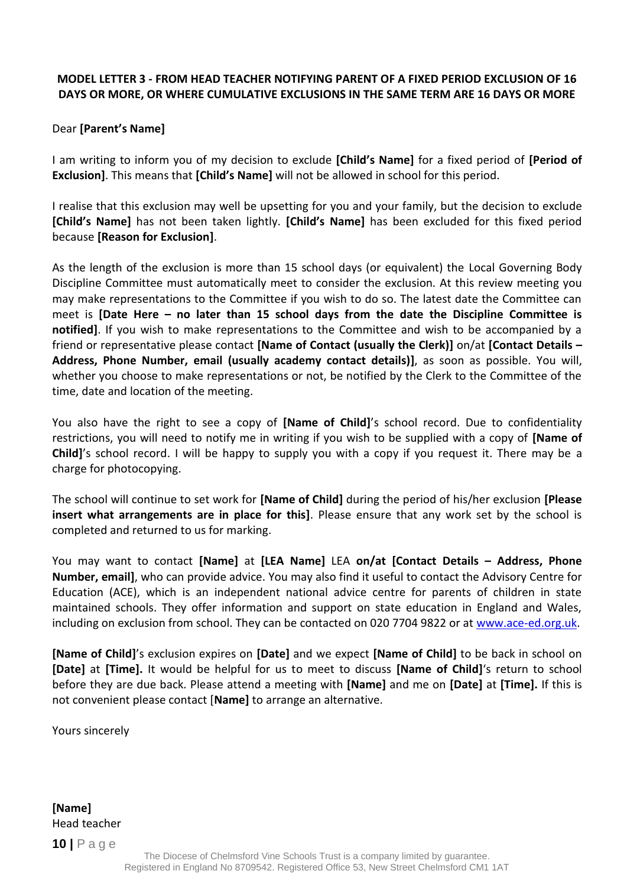**MODEL LETTER 3 - FROM HEAD TEACHER NOTIFYING PARENT OF A FIXED PERIOD EXCLUSION OF 16 DAYS OR MORE, OR WHERE CUMULATIVE EXCLUSIONS IN THE SAME TERM ARE 16 DAYS OR MORE**

Dear **[Parent's Name]**

I am writing to inform you of my decision to exclude **[Child's Name]** for a fixed period of **[Period of Exclusion]**. This means that **[Child's Name]** will not be allowed in school for this period.

I realise that this exclusion may well be upsetting for you and your family, but the decision to exclude **[Child's Name]** has not been taken lightly. **[Child's Name]** has been excluded for this fixed period because **[Reason for Exclusion]**.

As the length of the exclusion is more than 15 school days (or equivalent) the Local Governing Body Discipline Committee must automatically meet to consider the exclusion. At this review meeting you may make representations to the Committee if you wish to do so. The latest date the Committee can meet is **[Date Here – no later than 15 school days from the date the Discipline Committee is notified]**. If you wish to make representations to the Committee and wish to be accompanied by a friend or representative please contact **[Name of Contact (usually the Clerk)]** on/at **[Contact Details – Address, Phone Number, email (usually academy contact details)]**, as soon as possible. You will, whether you choose to make representations or not, be notified by the Clerk to the Committee of the time, date and location of the meeting.

You also have the right to see a copy of **[Name of Child]**'s school record. Due to confidentiality restrictions, you will need to notify me in writing if you wish to be supplied with a copy of **[Name of Child]**'s school record. I will be happy to supply you with a copy if you request it. There may be a charge for photocopying.

The school will continue to set work for **[Name of Child]** during the period of his/her exclusion **[Please insert what arrangements are in place for this]**. Please ensure that any work set by the school is completed and returned to us for marking.

You may want to contact **[Name]** at **[LEA Name]** LEA **on/at [Contact Details – Address, Phone Number, email]**, who can provide advice. You may also find it useful to contact the Advisory Centre for Education (ACE), which is an independent national advice centre for parents of children in state maintained schools. They offer information and support on state education in England and Wales, including on exclusion from school. They can be contacted on 020 7704 9822 or at www.ace-ed.org.uk.

**[Name of Child]**'s exclusion expires on **[Date]** and we expect **[Name of Child]** to be back in school on **[Date]** at **[Time].** It would be helpful for us to meet to discuss **[Name of Child]**'s return to school before they are due back. Please attend a meeting with **[Name]** and me on **[Date]** at **[Time].** If this is not convenient please contact [**Name]** to arrange an alternative.

Yours sincerely

**[Name]**
Head teacher

The Diocese of Chelmsford Vine Schools Trust is a company limited by guarantee.
Registered in England No 8709542. Registered Office 53, New Street Chelmsford CM1 1AT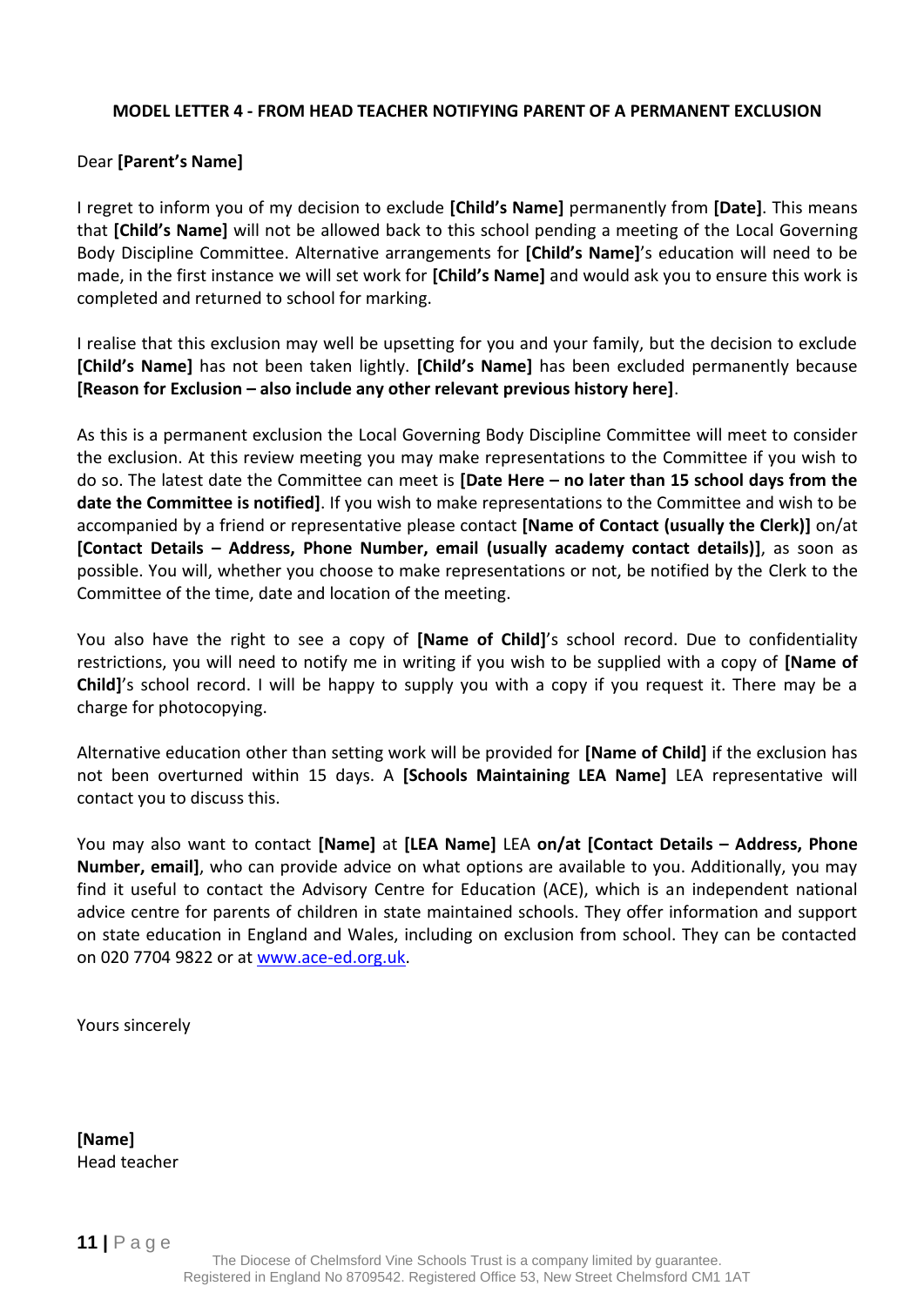### MODEL LETTER 4 - FROM HEAD TEACHER NOTIFYING PARENT OF A PERMANENT EXCLUSION

Dear **[Parent's Name]**

I regret to inform you of my decision to exclude **[Child's Name]** permanently from **[Date]**. This means that **[Child's Name]** will not be allowed back to this school pending a meeting of the Local Governing Body Discipline Committee. Alternative arrangements for **[Child's Name]**'s education will need to be made, in the first instance we will set work for **[Child's Name]** and would ask you to ensure this work is completed and returned to school for marking.

I realise that this exclusion may well be upsetting for you and your family, but the decision to exclude **[Child's Name]** has not been taken lightly. **[Child's Name]** has been excluded permanently because **[Reason for Exclusion – also include any other relevant previous history here]**.

As this is a permanent exclusion the Local Governing Body Discipline Committee will meet to consider the exclusion. At this review meeting you may make representations to the Committee if you wish to do so. The latest date the Committee can meet is **[Date Here – no later than 15 school days from the date the Committee is notified]**. If you wish to make representations to the Committee and wish to be accompanied by a friend or representative please contact **[Name of Contact (usually the Clerk)]** on/at **[Contact Details – Address, Phone Number, email (usually academy contact details)]**, as soon as possible. You will, whether you choose to make representations or not, be notified by the Clerk to the Committee of the time, date and location of the meeting.

You also have the right to see a copy of **[Name of Child]**'s school record. Due to confidentiality restrictions, you will need to notify me in writing if you wish to be supplied with a copy of **[Name of Child]**'s school record. I will be happy to supply you with a copy if you request it. There may be a charge for photocopying.

Alternative education other than setting work will be provided for **[Name of Child]** if the exclusion has not been overturned within 15 days. A **[Schools Maintaining LEA Name]** LEA representative will contact you to discuss this.

You may also want to contact **[Name]** at **[LEA Name]** LEA **on/at [Contact Details – Address, Phone Number, email]**, who can provide advice on what options are available to you. Additionally, you may find it useful to contact the Advisory Centre for Education (ACE), which is an independent national advice centre for parents of children in state maintained schools. They offer information and support on state education in England and Wales, including on exclusion from school. They can be contacted on 020 7704 9822 or at [www.ace-ed.org.uk](http://www.ace-ed.org.uk).

Yours sincerely

**[Name]**
Head teacher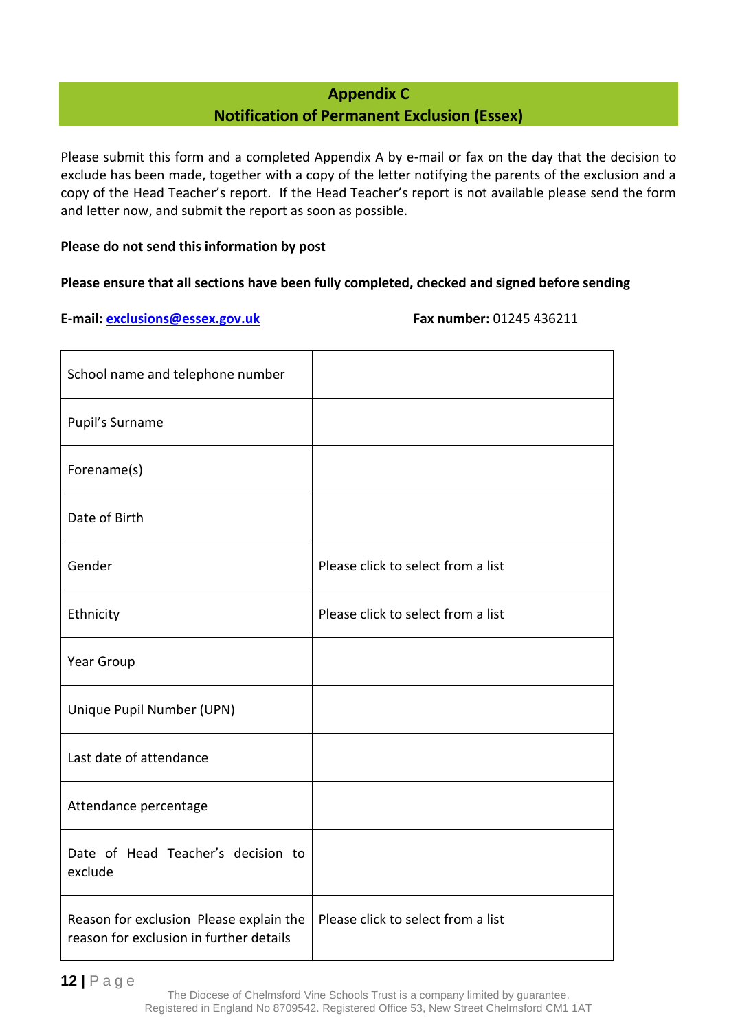## Appendix C
## Notification of Permanent Exclusion (Essex)

Please submit this form and a completed Appendix A by e-mail or fax on the day that the decision to exclude has been made, together with a copy of the letter notifying the parents of the exclusion and a copy of the Head Teacher's report. If the Head Teacher's report is not available please send the form and letter now, and submit the report as soon as possible.

**Please do not send this information by post**

**Please ensure that all sections have been fully completed, checked and signed before sending**

**E-mail:** exclusions@essex.gov.uk **Fax number:** 01245 436211

| | |
|---|---|
| School name and telephone number | |
| Pupil's Surname | |
| Forename(s) | |
| Date of Birth | |
| Gender | Please click to select from a list |
| Ethnicity | Please click to select from a list |
| Year Group | |
| Unique Pupil Number (UPN) | |
| Last date of attendance | |
| Attendance percentage | |
| Date of Head Teacher's decision to exclude | |
| Reason for exclusion Please explain the reason for exclusion in further details | Please click to select from a list |

The Diocese of Chelmsford Vine Schools Trust is a company limited by guarantee.
Registered in England No 8709542. Registered Office 53, New Street Chelmsford CM1 1AT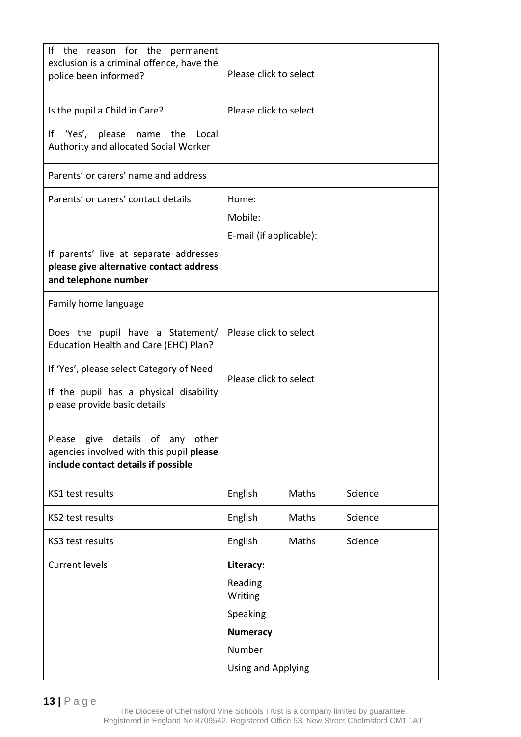| | |
|---|---|
| If the reason for the permanent exclusion is a criminal offence, have the police been informed? | Please click to select |
| Is the pupil a Child in Care?<br><br>If 'Yes', please name the Local Authority and allocated Social Worker | Please click to select |
| Parents' or carers' name and address | |
| Parents' or carers' contact details | Home:<br>Mobile:<br>E-mail (if applicable): |
| If parents' live at separate addresses **please give alternative contact address and telephone number** | |
| Family home language | |
| Does the pupil have a Statement/ Education Health and Care (EHC) Plan?<br><br>If 'Yes', please select Category of Need<br><br>If the pupil has a physical disability please provide basic details | Please click to select<br><br>Please click to select |
| Please give details of any other agencies involved with this pupil **please include contact details if possible** | |
| KS1 test results | English Maths Science |
| KS2 test results | English Maths Science |
| KS3 test results | English Maths Science |
| Current levels | **Literacy:**<br>Reading<br>Writing<br>Speaking<br>**Numeracy**<br>Number<br>Using and Applying |

The Diocese of Chelmsford Vine Schools Trust is a company limited by guarantee.
Registered in England No 8709542. Registered Office 53, New Street Chelmsford CM1 1AT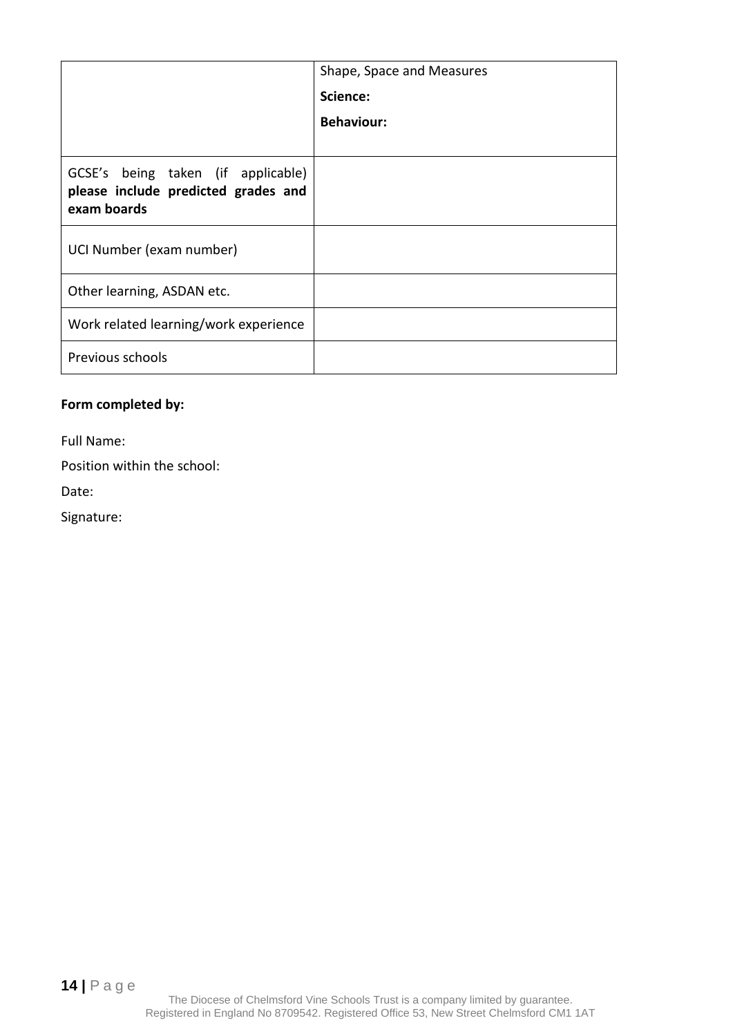| | |
|---|---|
| | Shape, Space and Measures<br>**Science:**<br>**Behaviour:** |
| GCSE's being taken (if applicable) **please include predicted grades and exam boards** | |
| UCI Number (exam number) | |
| Other learning, ASDAN etc. | |
| Work related learning/work experience | |
| Previous schools | |

**Form completed by:**

Full Name:

Position within the school:

Date:

Signature: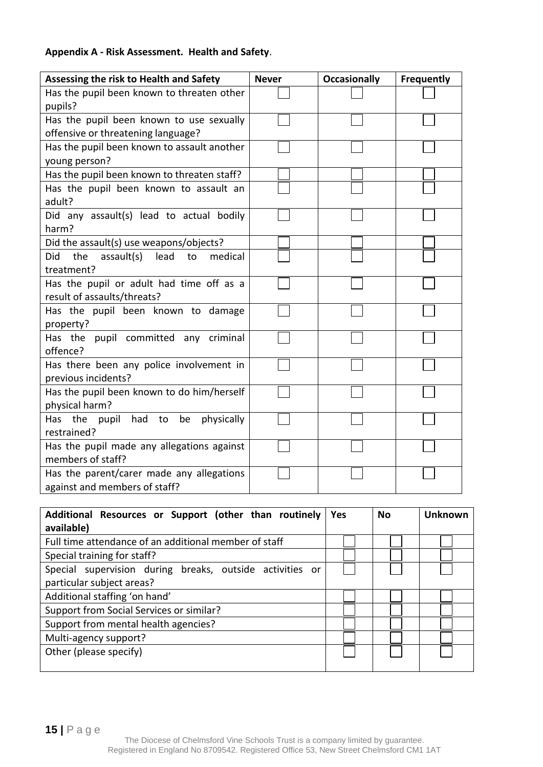**Appendix A - Risk Assessment. Health and Safety**.

| Assessing the risk to Health and Safety | Never | Occasionally | Frequently |
|---|---|---|---|
| Has the pupil been known to threaten other pupils? | ☐ | ☐ | ☐ |
| Has the pupil been known to use sexually offensive or threatening language? | ☐ | ☐ | ☐ |
| Has the pupil been known to assault another young person? | ☐ | ☐ | ☐ |
| Has the pupil been known to threaten staff? | ☐ | ☐ | ☐ |
| Has the pupil been known to assault an adult? | ☐ | ☐ | ☐ |
| Did any assault(s) lead to actual bodily harm? | ☐ | ☐ | ☐ |
| Did the assault(s) use weapons/objects? | ☐ | ☐ | ☐ |
| Did the assault(s) lead to medical treatment? | ☐ | ☐ | ☐ |
| Has the pupil or adult had time off as a result of assaults/threats? | ☐ | ☐ | ☐ |
| Has the pupil been known to damage property? | ☐ | ☐ | ☐ |
| Has the pupil committed any criminal offence? | ☐ | ☐ | ☐ |
| Has there been any police involvement in previous incidents? | ☐ | ☐ | ☐ |
| Has the pupil been known to do him/herself physical harm? | ☐ | ☐ | ☐ |
| Has the pupil had to be physically restrained? | ☐ | ☐ | ☐ |
| Has the pupil made any allegations against members of staff? | ☐ | ☐ | ☐ |
| Has the parent/carer made any allegations against and members of staff? | ☐ | ☐ | ☐ |

| Additional Resources or Support (other than routinely available) | Yes | No | Unknown |
|---|---|---|---|
| Full time attendance of an additional member of staff | ☐ | ☐ | ☐ |
| Special training for staff? | ☐ | ☐ | ☐ |
| Special supervision during breaks, outside activities or particular subject areas? | ☐ | ☐ | ☐ |
| Additional staffing 'on hand' | ☐ | ☐ | ☐ |
| Support from Social Services or similar? | ☐ | ☐ | ☐ |
| Support from mental health agencies? | ☐ | ☐ | ☐ |
| Multi-agency support? | ☐ | ☐ | ☐ |
| Other (please specify) | ☐ | ☐ | ☐ |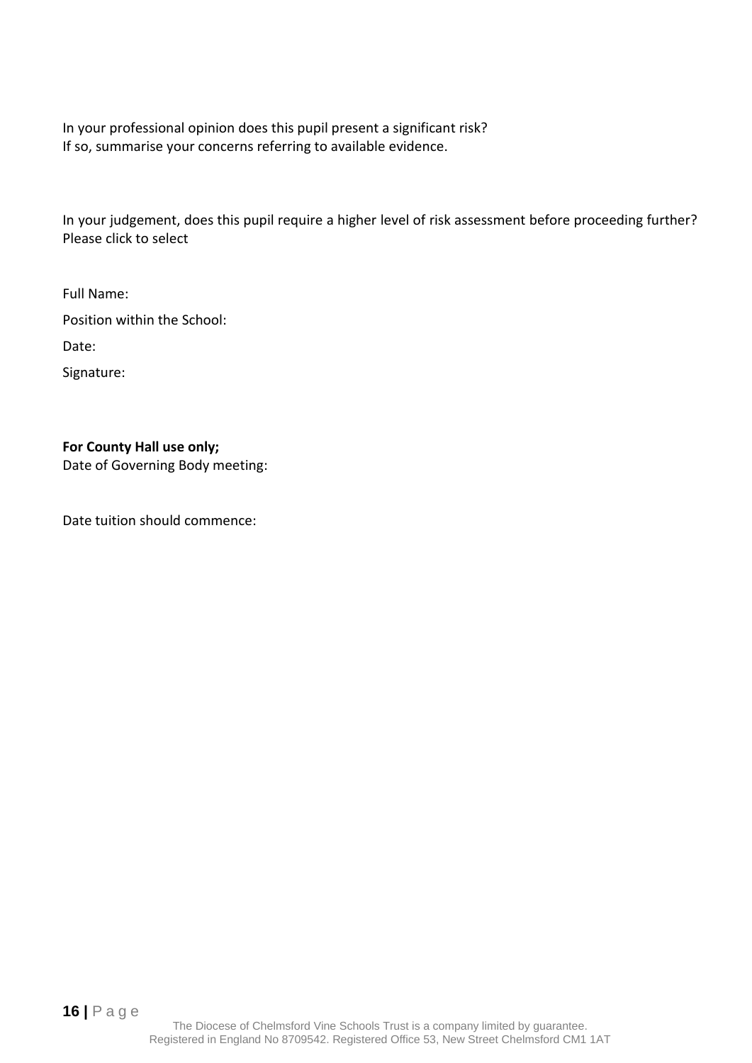In your professional opinion does this pupil present a significant risk?
If so, summarise your concerns referring to available evidence.

In your judgement, does this pupil require a higher level of risk assessment before proceeding further?
Please click to select

Full Name:

Position within the School:

Date:

Signature:

**For County Hall use only;**
Date of Governing Body meeting:

Date tuition should commence: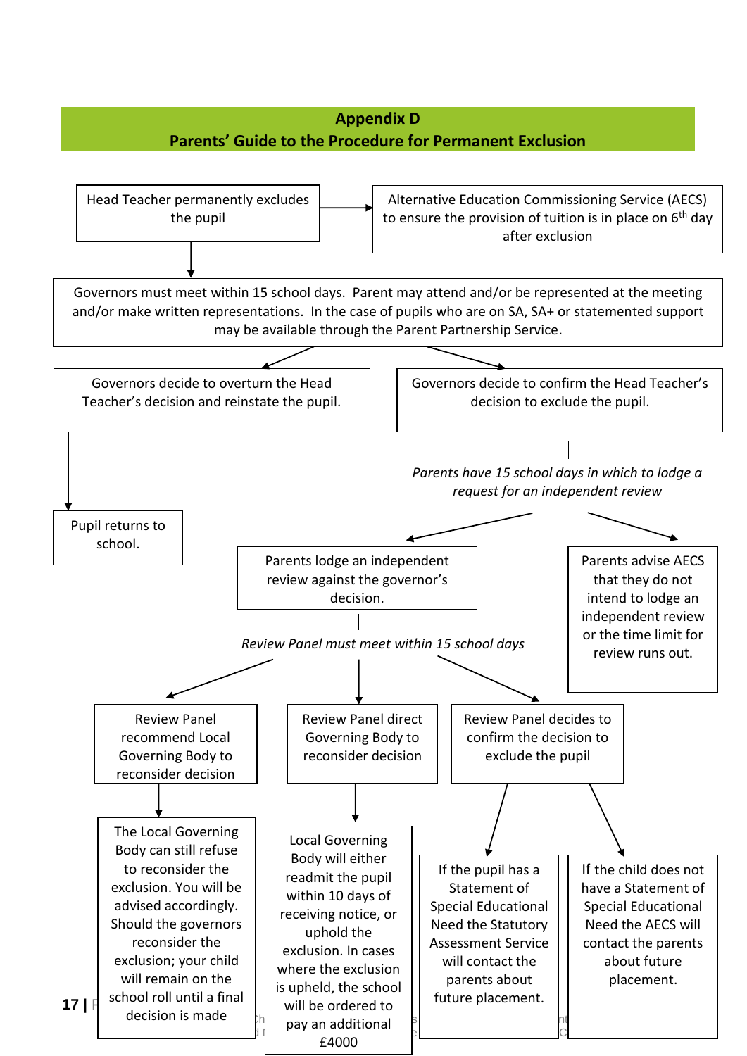## Appendix D
## Parents' Guide to the Procedure for Permanent Exclusion

Head Teacher permanently excludes the pupil

Alternative Education Commissioning Service (AECS) to ensure the provision of tuition is in place on 6th day after exclusion

Governors must meet within 15 school days. Parent may attend and/or be represented at the meeting and/or make written representations. In the case of pupils who are on SA, SA+ or statemented support may be available through the Parent Partnership Service.

Governors decide to overturn the Head Teacher's decision and reinstate the pupil.

Pupil returns to school.

Governors decide to confirm the Head Teacher's decision to exclude the pupil.

*Parents have 15 school days in which to lodge a request for an independent review*

Parents lodge an independent review against the governor's decision.

Parents advise AECS that they do not intend to lodge an independent review or the time limit for review runs out.

*Review Panel must meet within 15 school days*

Review Panel recommend Local Governing Body to reconsider decision

The Local Governing Body can still refuse to reconsider the exclusion. You will be advised accordingly. Should the governors reconsider the exclusion; your child will remain on the school roll until a final decision is made

Review Panel direct Governing Body to reconsider decision

Local Governing Body will either readmit the pupil within 10 days of receiving notice, or uphold the exclusion. In cases where the exclusion is upheld, the school will be ordered to pay an additional £4000

Review Panel decides to confirm the decision to exclude the pupil

If the pupil has a Statement of Special Educational Need the Statutory Assessment Service will contact the parents about future placement.

If the child does not have a Statement of Special Educational Need the AECS will contact the parents about future placement.